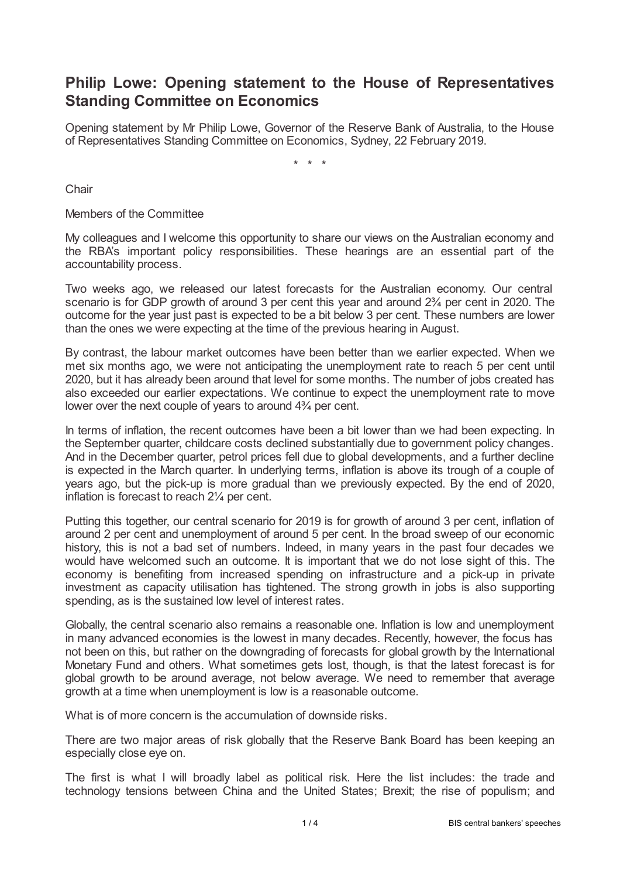# Philip Lowe: Opening statement to the House of Representatives Standing Committee on Economics

Opening statement by Mr Philip Lowe, Governor of the Reserve Bank of Australia, to the House of Representatives Standing Committee on Economics, Sydney, 22 February 2019.

\* \* \*

Chair

Members of the Committee

My colleagues and I welcome this opportunity to share our views on the Australian economy and the RBA's important policy responsibilities. These hearings are an essential part of the accountability process.

Two weeks ago, we released our latest forecasts for the Australian economy. Our central scenario is for GDP growth of around 3 per cent this year and around 2¾ per cent in 2020. The outcome for the year just past is expected to be a bit below 3 per cent. These numbers are lower than the ones we were expecting at the time of the previous hearing in August.

By contrast, the labour market outcomes have been better than we earlier expected. When we met six months ago, we were not anticipating the unemployment rate to reach 5 per cent until 2020, but it has already been around that level for some months. The number of jobs created has also exceeded our earlier expectations. We continue to expect the unemployment rate to move lower over the next couple of years to around 4¾ per cent.

In terms of inflation, the recent outcomes have been a bit lower than we had been expecting. In the September quarter, childcare costs declined substantially due to government policy changes. And in the December quarter, petrol prices fell due to global developments, and a further decline is expected in the March quarter. In underlying terms, inflation is above its trough of a couple of years ago, but the pick-up is more gradual than we previously expected. By the end of 2020, inflation is forecast to reach 2¼ per cent.

Putting this together, our central scenario for 2019 is for growth of around 3 per cent, inflation of around 2 per cent and unemployment of around 5 per cent. In the broad sweep of our economic history, this is not a bad set of numbers. Indeed, in many years in the past four decades we would have welcomed such an outcome. It is important that we do not lose sight of this. The economy is benefiting from increased spending on infrastructure and a pick-up in private investment as capacity utilisation has tightened. The strong growth in jobs is also supporting spending, as is the sustained low level of interest rates.

Globally, the central scenario also remains a reasonable one. Inflation is low and unemployment in many advanced economies is the lowest in many decades. Recently, however, the focus has not been on this, but rather on the downgrading of forecasts for global growth by the International Monetary Fund and others. What sometimes gets lost, though, is that the latest forecast is for global growth to be around average, not below average. We need to remember that average growth at a time when unemployment is low is a reasonable outcome.

What is of more concern is the accumulation of downside risks.

There are two major areas of risk globally that the Reserve Bank Board has been keeping an especially close eye on.

The first is what I will broadly label as political risk. Here the list includes: the trade and technology tensions between China and the United States; Brexit; the rise of populism; and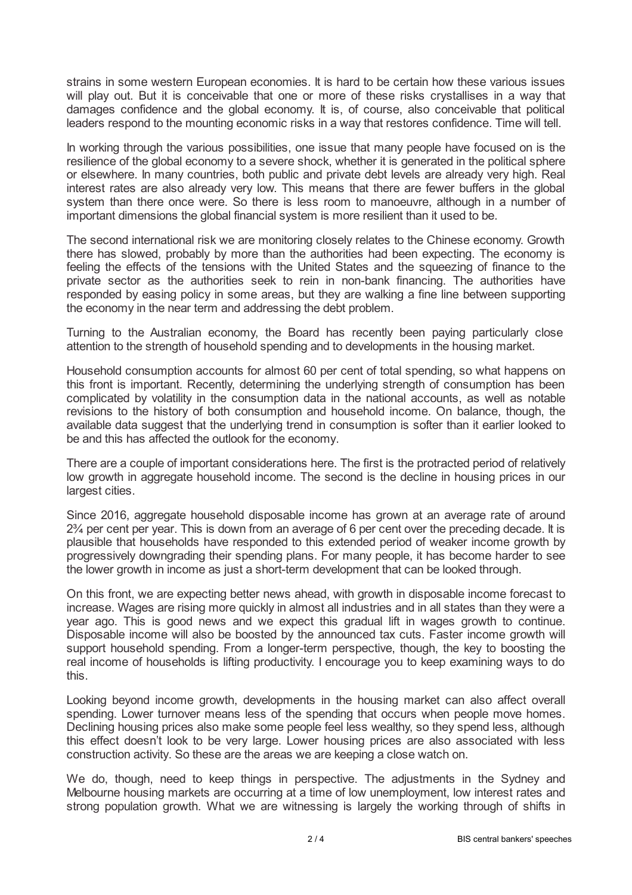strains in some western European economies. It is hard to be certain how these various issues will play out. But it is conceivable that one or more of these risks crystallises in a way that damages confidence and the global economy. It is, of course, also conceivable that political leaders respond to the mounting economic risks in a way that restores confidence. Time will tell.

In working through the various possibilities, one issue that many people have focused on is the resilience of the global economy to a severe shock, whether it is generated in the political sphere or elsewhere. In many countries, both public and private debt levels are already very high. Real interest rates are also already very low. This means that there are fewer buffers in the global system than there once were. So there is less room to manoeuvre, although in a number of important dimensions the global financial system is more resilient than it used to be.

The second international risk we are monitoring closely relates to the Chinese economy. Growth there has slowed, probably by more than the authorities had been expecting. The economy is feeling the effects of the tensions with the United States and the squeezing of finance to the private sector as the authorities seek to rein in non-bank financing. The authorities have responded by easing policy in some areas, but they are walking a fine line between supporting the economy in the near term and addressing the debt problem.

Turning to the Australian economy, the Board has recently been paying particularly close attention to the strength of household spending and to developments in the housing market.

Household consumption accounts for almost 60 per cent of total spending, so what happens on this front is important. Recently, determining the underlying strength of consumption has been complicated by volatility in the consumption data in the national accounts, as well as notable revisions to the history of both consumption and household income. On balance, though, the available data suggest that the underlying trend in consumption is softer than it earlier looked to be and this has affected the outlook for the economy.

There are a couple of important considerations here. The first is the protracted period of relatively low growth in aggregate household income. The second is the decline in housing prices in our largest cities.

Since 2016, aggregate household disposable income has grown at an average rate of around 2¾ per cent per year. This is down from an average of 6 per cent over the preceding decade. It is plausible that households have responded to this extended period of weaker income growth by progressively downgrading their spending plans. For many people, it has become harder to see the lower growth in income as just a short-term development that can be looked through.

On this front, we are expecting better news ahead, with growth in disposable income forecast to increase. Wages are rising more quickly in almost all industries and in all states than they were a year ago. This is good news and we expect this gradual lift in wages growth to continue. Disposable income will also be boosted by the announced tax cuts. Faster income growth will support household spending. From a longer-term perspective, though, the key to boosting the real income of households is lifting productivity. I encourage you to keep examining ways to do this.

Looking beyond income growth, developments in the housing market can also affect overall spending. Lower turnover means less of the spending that occurs when people move homes. Declining housing prices also make some people feel less wealthy, so they spend less, although this effect doesn't look to be very large. Lower housing prices are also associated with less construction activity. So these are the areas we are keeping a close watch on.

We do, though, need to keep things in perspective. The adjustments in the Sydney and Melbourne housing markets are occurring at a time of low unemployment, low interest rates and strong population growth. What we are witnessing is largely the working through of shifts in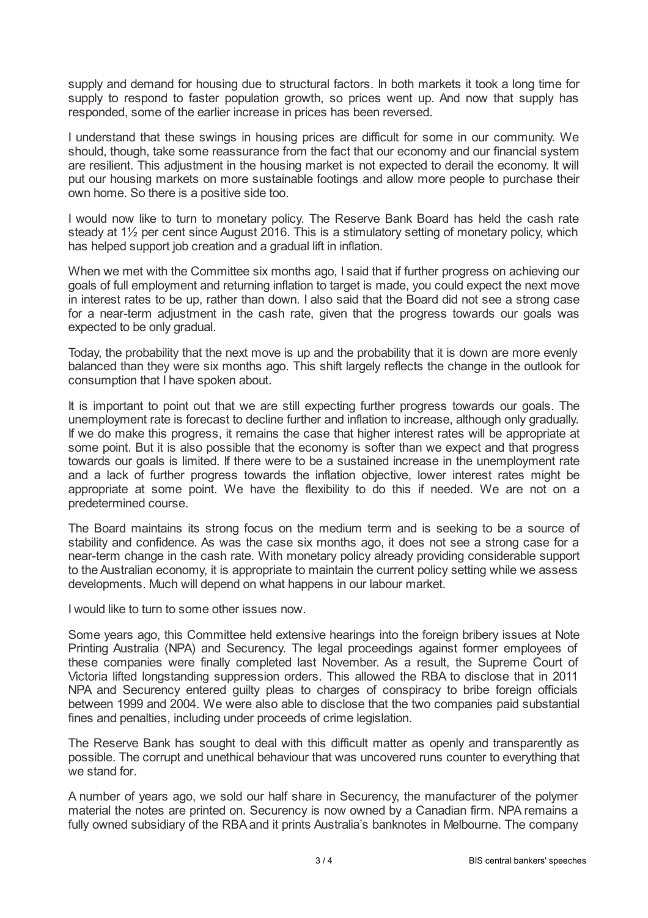supply and demand for housing due to structural factors. In both markets it took a long time for supply to respond to faster population growth, so prices went up. And now that supply has responded, some of the earlier increase in prices has been reversed.

I understand that these swings in housing prices are difficult for some in our community. We should, though, take some reassurance from the fact that our economy and our financial system are resilient. This adjustment in the housing market is not expected to derail the economy. It will put our housing markets on more sustainable footings and allow more people to purchase their own home. So there is a positive side too.

I would now like to turn to monetary policy. The Reserve Bank Board has held the cash rate steady at 1½ per cent since August 2016. This is a stimulatory setting of monetary policy, which has helped support job creation and a gradual lift in inflation.

When we met with the Committee six months ago, I said that if further progress on achieving our goals of full employment and returning inflation to target is made, you could expect the next move in interest rates to be up, rather than down. I also said that the Board did not see a strong case for a near-term adjustment in the cash rate, given that the progress towards our goals was expected to be only gradual.

Today, the probability that the next move is up and the probability that it is down are more evenly balanced than they were six months ago. This shift largely reflects the change in the outlook for consumption that I have spoken about.

It is important to point out that we are still expecting further progress towards our goals. The unemployment rate is forecast to decline further and inflation to increase, although only gradually. If we do make this progress, it remains the case that higher interest rates will be appropriate at some point. But it is also possible that the economy is softer than we expect and that progress towards our goals is limited. If there were to be a sustained increase in the unemployment rate and a lack of further progress towards the inflation objective, lower interest rates might be appropriate at some point. We have the flexibility to do this if needed. We are not on a predetermined course.

The Board maintains its strong focus on the medium term and is seeking to be a source of stability and confidence. As was the case six months ago, it does not see a strong case for a near-term change in the cash rate. With monetary policy already providing considerable support to the Australian economy, it is appropriate to maintain the current policy setting while we assess developments. Much will depend on what happens in our labour market.

I would like to turn to some other issues now.

Some years ago, this Committee held extensive hearings into the foreign bribery issues at Note Printing Australia (NPA) and Securency. The legal proceedings against former employees of these companies were finally completed last November. As a result, the Supreme Court of Victoria lifted longstanding suppression orders. This allowed the RBA to disclose that in 2011 NPA and Securency entered guilty pleas to charges of conspiracy to bribe foreign officials between 1999 and 2004. We were also able to disclose that the two companies paid substantial fines and penalties, including under proceeds of crime legislation.

The Reserve Bank has sought to deal with this difficult matter as openly and transparently as possible. The corrupt and unethical behaviour that was uncovered runs counter to everything that we stand for.

A number of years ago, we sold our half share in Securency, the manufacturer of the polymer material the notes are printed on. Securency is now owned by a Canadian firm. NPA remains a fully owned subsidiary of the RBA and it prints Australia's banknotes in Melbourne. The company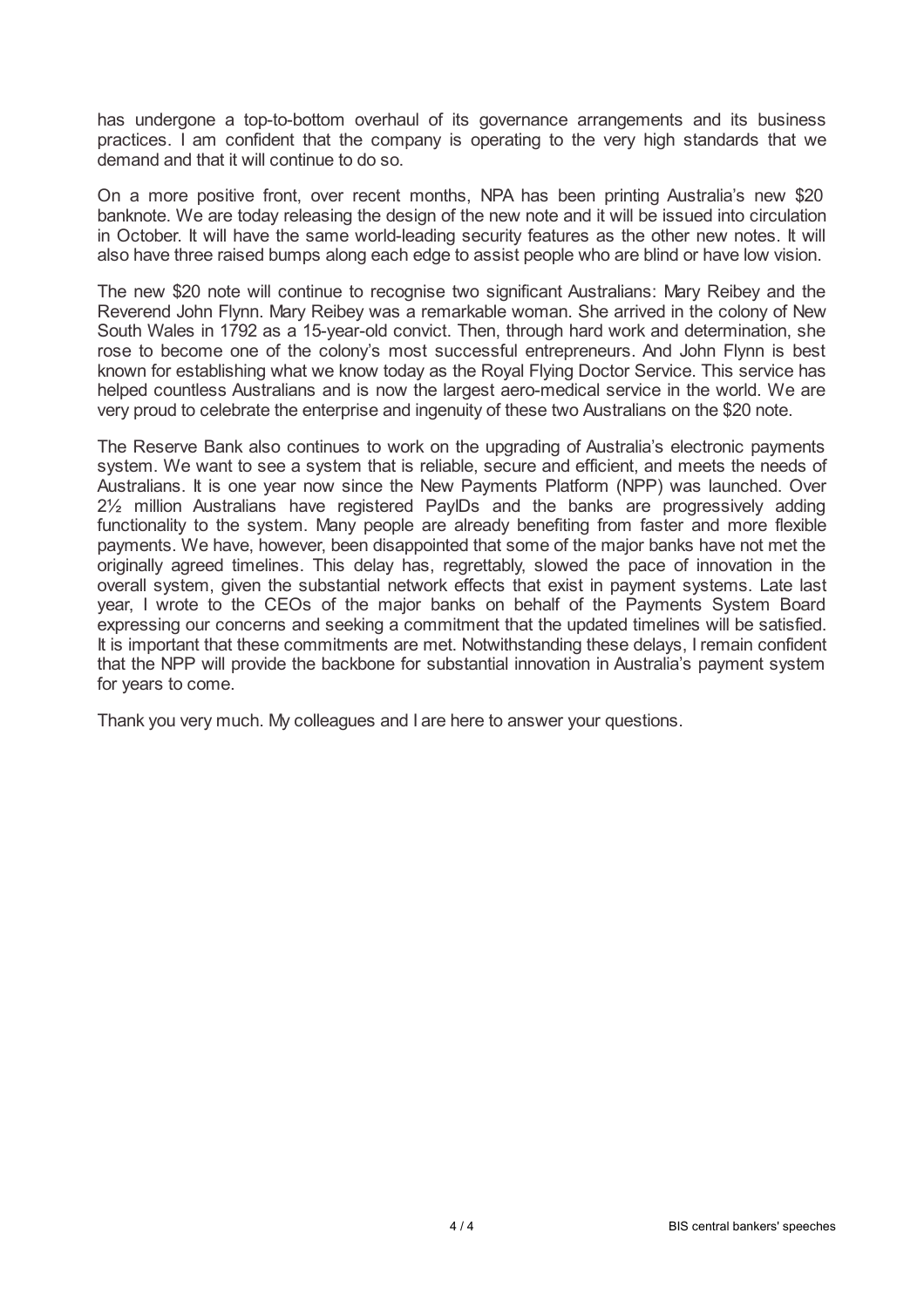has undergone a top-to-bottom overhaul of its governance arrangements and its business practices. I am confident that the company is operating to the very high standards that we demand and that it will continue to do so.

On a more positive front, over recent months, NPA has been printing Australia's new $20 banknote. We are today releasing the design of the new note and it will be issued into circulation in October. It will have the same world-leading security features as the other new notes. It will also have three raised bumps along each edge to assist people who are blind or have low vision.

The new $20 note will continue to recognise two significant Australians: Mary Reibey and the Reverend John Flynn. Mary Reibey was a remarkable woman. She arrived in the colony of New South Wales in 1792 as a 15-year-old convict. Then, through hard work and determination, she rose to become one of the colony's most successful entrepreneurs. And John Flynn is best known for establishing what we know today as the Royal Flying Doctor Service. This service has helped countless Australians and is now the largest aero-medical service in the world. We are very proud to celebrate the enterprise and ingenuity of these two Australians on the $20 note.

The Reserve Bank also continues to work on the upgrading of Australia's electronic payments system. We want to see a system that is reliable, secure and efficient, and meets the needs of Australians. It is one year now since the New Payments Platform (NPP) was launched. Over 2½ million Australians have registered PayIDs and the banks are progressively adding functionality to the system. Many people are already benefiting from faster and more flexible payments. We have, however, been disappointed that some of the major banks have not met the originally agreed timelines. This delay has, regrettably, slowed the pace of innovation in the overall system, given the substantial network effects that exist in payment systems. Late last year, I wrote to the CEOs of the major banks on behalf of the Payments System Board expressing our concerns and seeking a commitment that the updated timelines will be satisfied. It is important that these commitments are met. Notwithstanding these delays, I remain confident that the NPP will provide the backbone for substantial innovation in Australia's payment system for years to come.

Thank you very much. My colleagues and I are here to answer your questions.